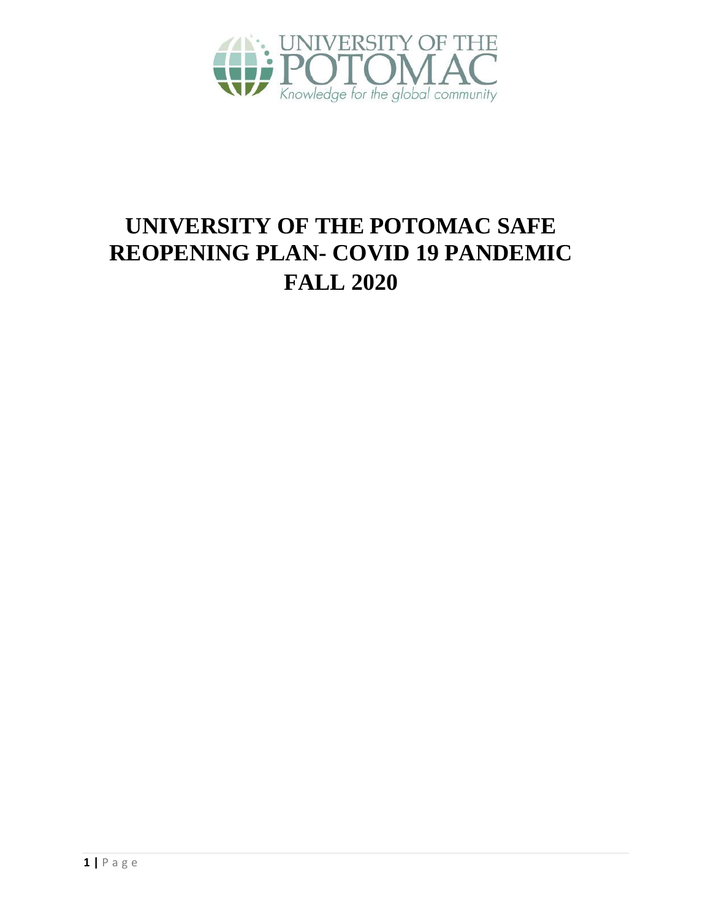UNIVERSITY OF THE POTOMAC

Knowledge for the global community

# UNIVERSITY OF THE POTOMAC SAFE REOPENING PLAN- COVID 19 PANDEMIC FALL 2020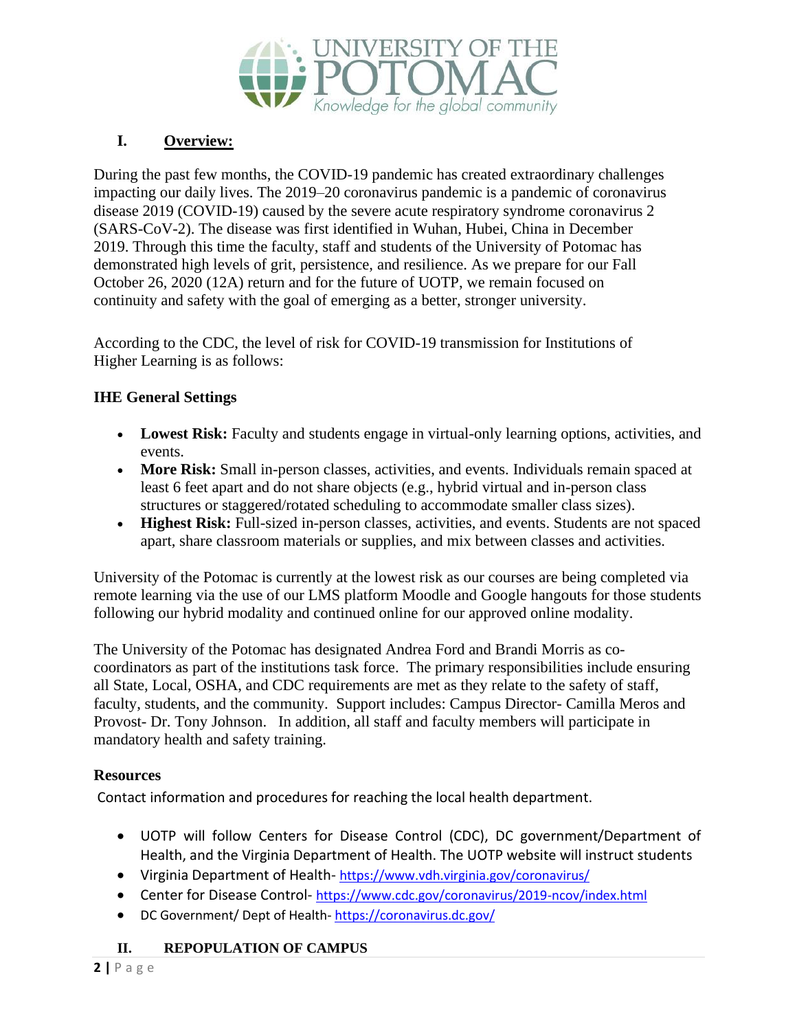## I. Overview:

During the past few months, the COVID-19 pandemic has created extraordinary challenges impacting our daily lives. The 2019–20 coronavirus pandemic is a pandemic of coronavirus disease 2019 (COVID-19) caused by the severe acute respiratory syndrome coronavirus 2 (SARS-CoV-2). The disease was first identified in Wuhan, Hubei, China in December 2019. Through this time the faculty, staff and students of the University of Potomac has demonstrated high levels of grit, persistence, and resilience. As we prepare for our Fall October 26, 2020 (12A) return and for the future of UOTP, we remain focused on continuity and safety with the goal of emerging as a better, stronger university.

According to the CDC, the level of risk for COVID-19 transmission for Institutions of Higher Learning is as follows:

### IHE General Settings

- **Lowest Risk:** Faculty and students engage in virtual-only learning options, activities, and events.
- **More Risk:** Small in-person classes, activities, and events. Individuals remain spaced at least 6 feet apart and do not share objects (e.g., hybrid virtual and in-person class structures or staggered/rotated scheduling to accommodate smaller class sizes).
- **Highest Risk:** Full-sized in-person classes, activities, and events. Students are not spaced apart, share classroom materials or supplies, and mix between classes and activities.

University of the Potomac is currently at the lowest risk as our courses are being completed via remote learning via the use of our LMS platform Moodle and Google hangouts for those students following our hybrid modality and continued online for our approved online modality.

The University of the Potomac has designated Andrea Ford and Brandi Morris as co-coordinators as part of the institutions task force. The primary responsibilities include ensuring all State, Local, OSHA, and CDC requirements are met as they relate to the safety of staff, faculty, students, and the community. Support includes: Campus Director- Camilla Meros and Provost- Dr. Tony Johnson. In addition, all staff and faculty members will participate in mandatory health and safety training.

### Resources

Contact information and procedures for reaching the local health department.

- UOTP will follow Centers for Disease Control (CDC), DC government/Department of Health, and the Virginia Department of Health. The UOTP website will instruct students
- Virginia Department of Health- https://www.vdh.virginia.gov/coronavirus/
- Center for Disease Control- https://www.cdc.gov/coronavirus/2019-ncov/index.html
- DC Government/ Dept of Health- https://coronavirus.dc.gov/

## II. REPOPULATION OF CAMPUS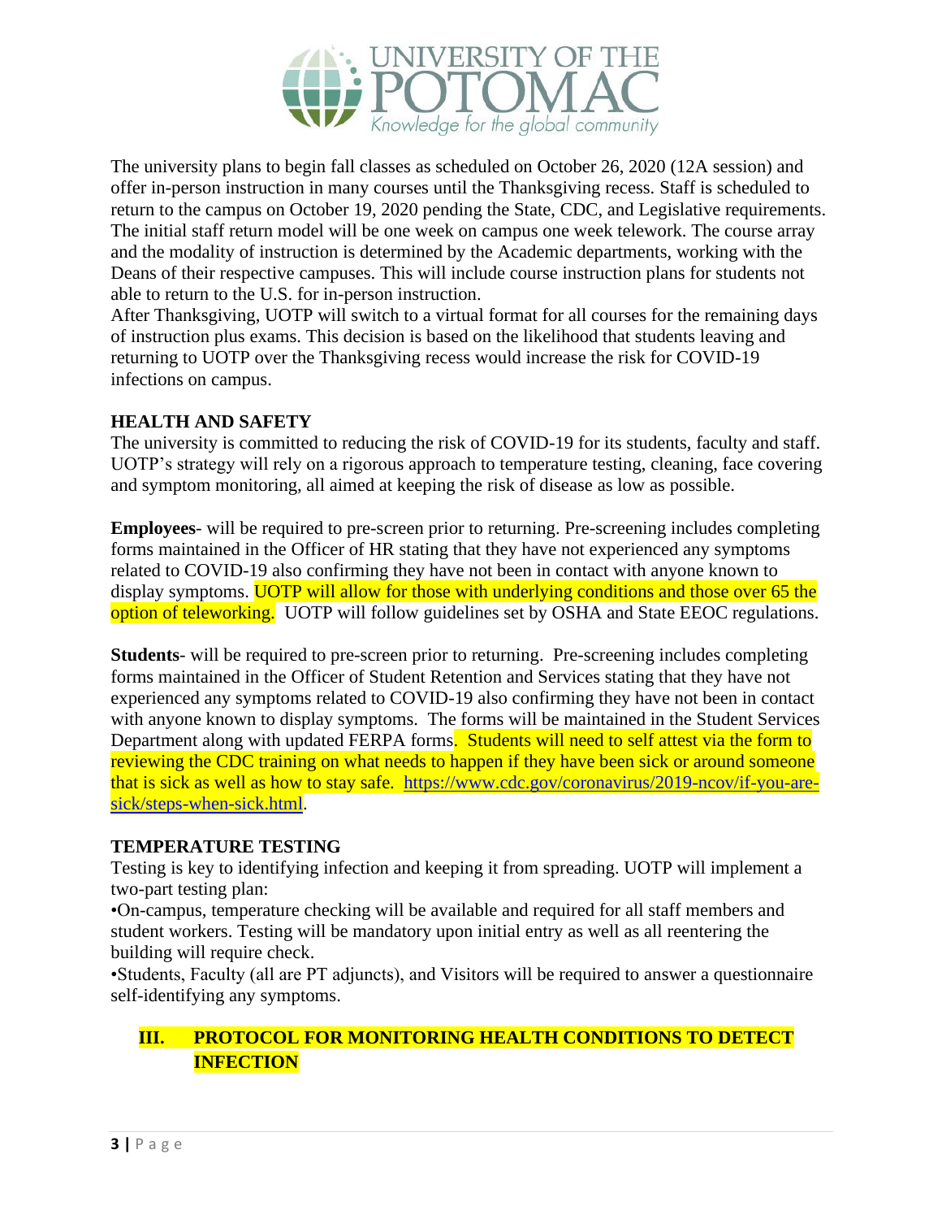The university plans to begin fall classes as scheduled on October 26, 2020 (12A session) and offer in-person instruction in many courses until the Thanksgiving recess. Staff is scheduled to return to the campus on October 19, 2020 pending the State, CDC, and Legislative requirements. The initial staff return model will be one week on campus one week telework. The course array and the modality of instruction is determined by the Academic departments, working with the Deans of their respective campuses. This will include course instruction plans for students not able to return to the U.S. for in-person instruction.

After Thanksgiving, UOTP will switch to a virtual format for all courses for the remaining days of instruction plus exams. This decision is based on the likelihood that students leaving and returning to UOTP over the Thanksgiving recess would increase the risk for COVID-19 infections on campus.

**HEALTH AND SAFETY**

The university is committed to reducing the risk of COVID-19 for its students, faculty and staff. UOTP's strategy will rely on a rigorous approach to temperature testing, cleaning, face covering and symptom monitoring, all aimed at keeping the risk of disease as low as possible.

**Employees**- will be required to pre-screen prior to returning. Pre-screening includes completing forms maintained in the Officer of HR stating that they have not experienced any symptoms related to COVID-19 also confirming they have not been in contact with anyone known to display symptoms. UOTP will allow for those with underlying conditions and those over 65 the option of teleworking. UOTP will follow guidelines set by OSHA and State EEOC regulations.

**Students**- will be required to pre-screen prior to returning. Pre-screening includes completing forms maintained in the Officer of Student Retention and Services stating that they have not experienced any symptoms related to COVID-19 also confirming they have not been in contact with anyone known to display symptoms. The forms will be maintained in the Student Services Department along with updated FERPA forms. Students will need to self attest via the form to reviewing the CDC training on what needs to happen if they have been sick or around someone that is sick as well as how to stay safe. https://www.cdc.gov/coronavirus/2019-ncov/if-you-are-sick/steps-when-sick.html.

**TEMPERATURE TESTING**

Testing is key to identifying infection and keeping it from spreading. UOTP will implement a two-part testing plan:

- On-campus, temperature checking will be available and required for all staff members and student workers. Testing will be mandatory upon initial entry as well as all reentering the building will require check.
- Students, Faculty (all are PT adjuncts), and Visitors will be required to answer a questionnaire self-identifying any symptoms.

## III. PROTOCOL FOR MONITORING HEALTH CONDITIONS TO DETECT INFECTION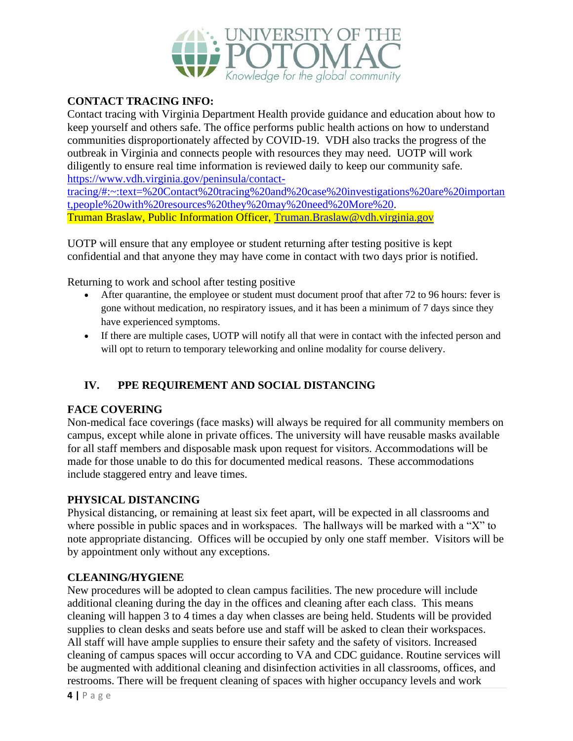**CONTACT TRACING INFO:**

Contact tracing with Virginia Department Health provide guidance and education about how to keep yourself and others safe. The office performs public health actions on how to understand communities disproportionately affected by COVID-19. VDH also tracks the progress of the outbreak in Virginia and connects people with resources they may need. UOTP will work diligently to ensure real time information is reviewed daily to keep our community safe. https://www.vdh.virginia.gov/peninsula/contact-tracing/#:~:text=%20Contact%20tracing%20and%20case%20investigations%20are%20important,people%20with%20resources%20they%20may%20need%20More%20.

Truman Braslaw, Public Information Officer, Truman.Braslaw@vdh.virginia.gov

UOTP will ensure that any employee or student returning after testing positive is kept confidential and that anyone they may have come in contact with two days prior is notified.

Returning to work and school after testing positive

- After quarantine, the employee or student must document proof that after 72 to 96 hours: fever is gone without medication, no respiratory issues, and it has been a minimum of 7 days since they have experienced symptoms.
- If there are multiple cases, UOTP will notify all that were in contact with the infected person and will opt to return to temporary teleworking and online modality for course delivery.

## IV. PPE REQUIREMENT AND SOCIAL DISTANCING

**FACE COVERING**

Non-medical face coverings (face masks) will always be required for all community members on campus, except while alone in private offices. The university will have reusable masks available for all staff members and disposable mask upon request for visitors. Accommodations will be made for those unable to do this for documented medical reasons. These accommodations include staggered entry and leave times.

**PHYSICAL DISTANCING**

Physical distancing, or remaining at least six feet apart, will be expected in all classrooms and where possible in public spaces and in workspaces. The hallways will be marked with a "X" to note appropriate distancing. Offices will be occupied by only one staff member. Visitors will be by appointment only without any exceptions.

**CLEANING/HYGIENE**

New procedures will be adopted to clean campus facilities. The new procedure will include additional cleaning during the day in the offices and cleaning after each class. This means cleaning will happen 3 to 4 times a day when classes are being held. Students will be provided supplies to clean desks and seats before use and staff will be asked to clean their workspaces. All staff will have ample supplies to ensure their safety and the safety of visitors. Increased cleaning of campus spaces will occur according to VA and CDC guidance. Routine services will be augmented with additional cleaning and disinfection activities in all classrooms, offices, and restrooms. There will be frequent cleaning of spaces with higher occupancy levels and work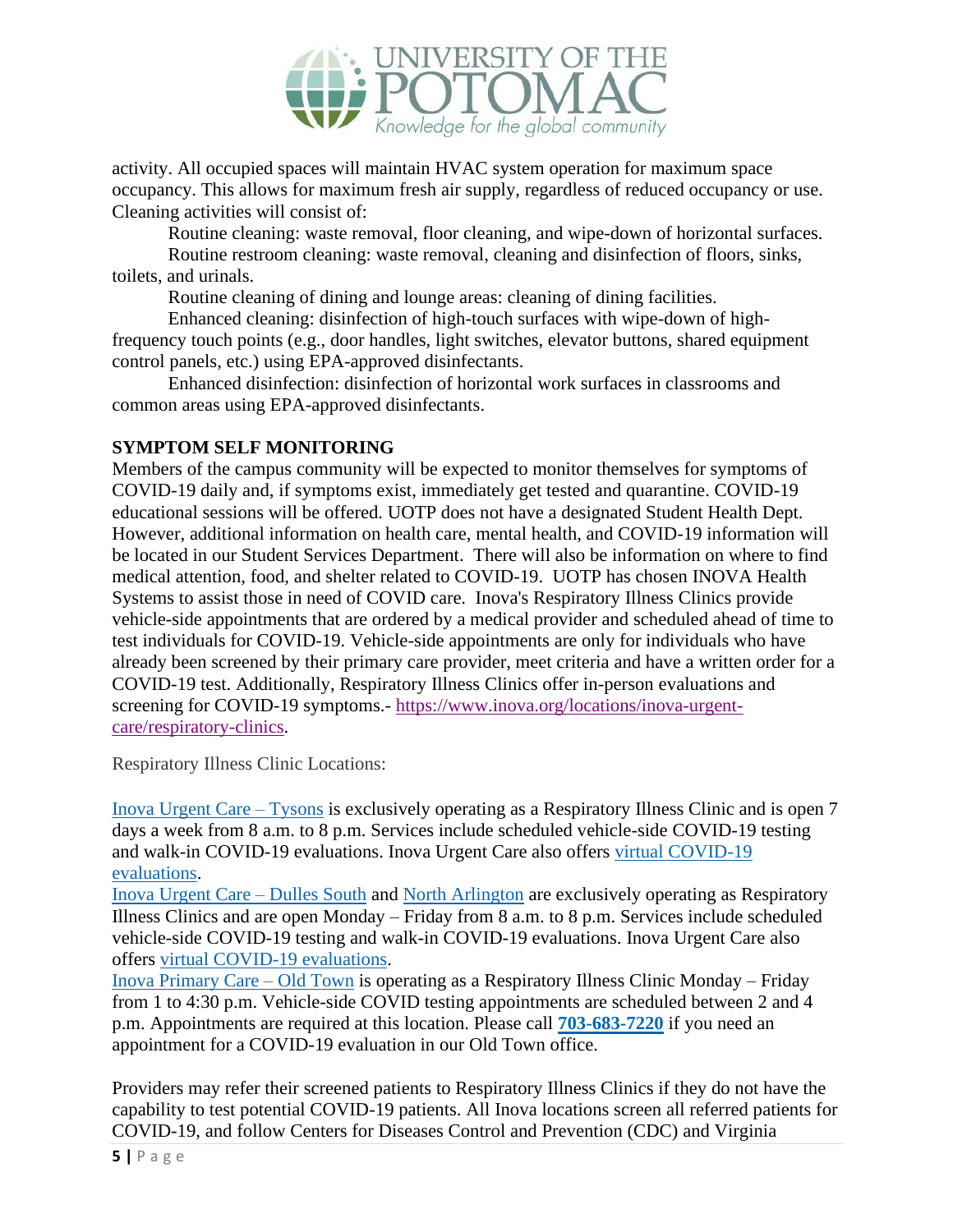activity. All occupied spaces will maintain HVAC system operation for maximum space occupancy. This allows for maximum fresh air supply, regardless of reduced occupancy or use. Cleaning activities will consist of:

Routine cleaning: waste removal, floor cleaning, and wipe-down of horizontal surfaces.

Routine restroom cleaning: waste removal, cleaning and disinfection of floors, sinks, toilets, and urinals.

Routine cleaning of dining and lounge areas: cleaning of dining facilities.

Enhanced cleaning: disinfection of high-touch surfaces with wipe-down of high-frequency touch points (e.g., door handles, light switches, elevator buttons, shared equipment control panels, etc.) using EPA-approved disinfectants.

Enhanced disinfection: disinfection of horizontal work surfaces in classrooms and common areas using EPA-approved disinfectants.

**SYMPTOM SELF MONITORING**

Members of the campus community will be expected to monitor themselves for symptoms of COVID-19 daily and, if symptoms exist, immediately get tested and quarantine. COVID-19 educational sessions will be offered. UOTP does not have a designated Student Health Dept. However, additional information on health care, mental health, and COVID-19 information will be located in our Student Services Department. There will also be information on where to find medical attention, food, and shelter related to COVID-19. UOTP has chosen INOVA Health Systems to assist those in need of COVID care. Inova's Respiratory Illness Clinics provide vehicle-side appointments that are ordered by a medical provider and scheduled ahead of time to test individuals for COVID-19. Vehicle-side appointments are only for individuals who have already been screened by their primary care provider, meet criteria and have a written order for a COVID-19 test. Additionally, Respiratory Illness Clinics offer in-person evaluations and screening for COVID-19 symptoms.- https://www.inova.org/locations/inova-urgent-care/respiratory-clinics.

Respiratory Illness Clinic Locations:

Inova Urgent Care – Tysons is exclusively operating as a Respiratory Illness Clinic and is open 7 days a week from 8 a.m. to 8 p.m. Services include scheduled vehicle-side COVID-19 testing and walk-in COVID-19 evaluations. Inova Urgent Care also offers virtual COVID-19 evaluations.

Inova Urgent Care – Dulles South and North Arlington are exclusively operating as Respiratory Illness Clinics and are open Monday – Friday from 8 a.m. to 8 p.m. Services include scheduled vehicle-side COVID-19 testing and walk-in COVID-19 evaluations. Inova Urgent Care also offers virtual COVID-19 evaluations.

Inova Primary Care – Old Town is operating as a Respiratory Illness Clinic Monday – Friday from 1 to 4:30 p.m. Vehicle-side COVID testing appointments are scheduled between 2 and 4 p.m. Appointments are required at this location. Please call **703-683-7220** if you need an appointment for a COVID-19 evaluation in our Old Town office.

Providers may refer their screened patients to Respiratory Illness Clinics if they do not have the capability to test potential COVID-19 patients. All Inova locations screen all referred patients for COVID-19, and follow Centers for Diseases Control and Prevention (CDC) and Virginia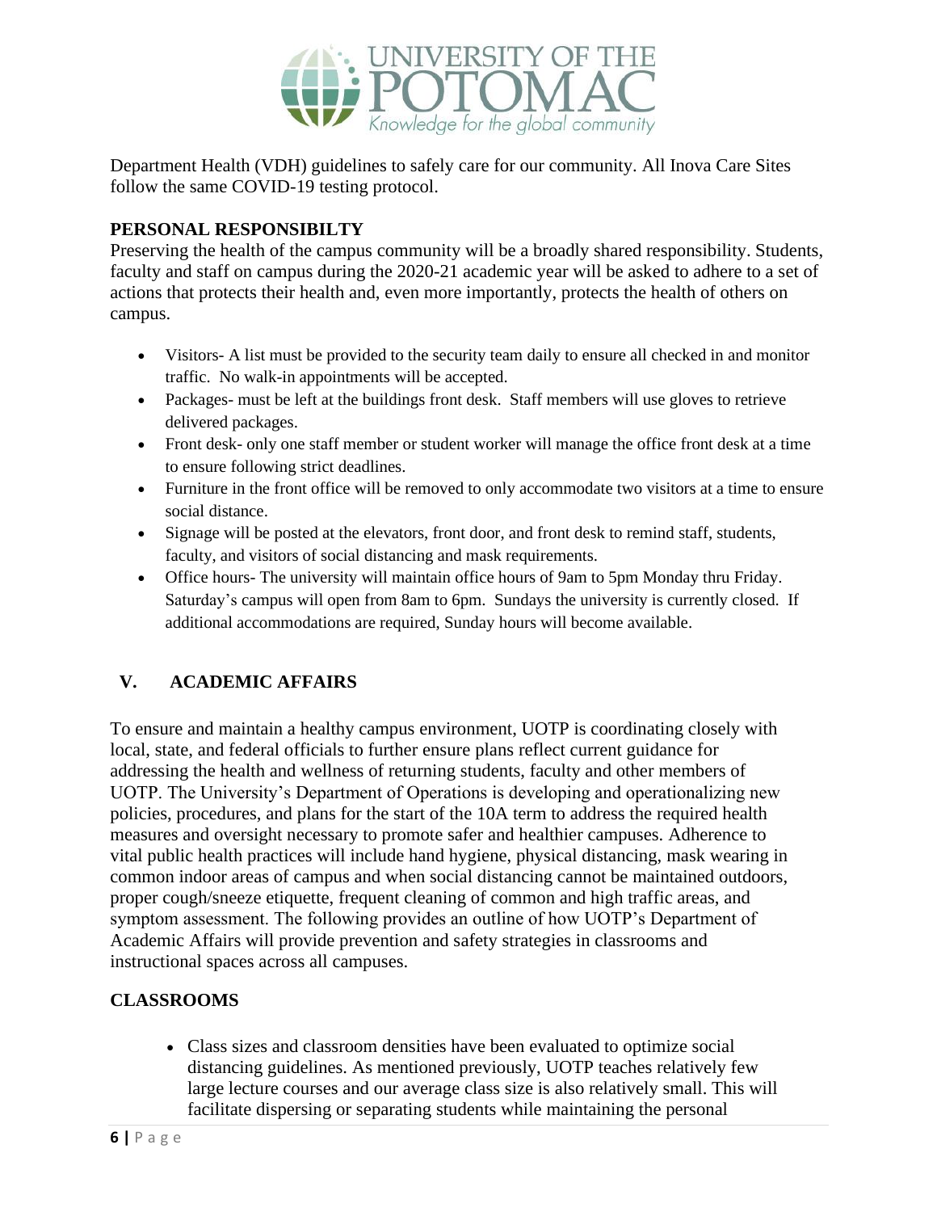Department Health (VDH) guidelines to safely care for our community. All Inova Care Sites follow the same COVID-19 testing protocol.

**PERSONAL RESPONSIBILTY**

Preserving the health of the campus community will be a broadly shared responsibility. Students, faculty and staff on campus during the 2020-21 academic year will be asked to adhere to a set of actions that protects their health and, even more importantly, protects the health of others on campus.

- Visitors- A list must be provided to the security team daily to ensure all checked in and monitor traffic. No walk-in appointments will be accepted.
- Packages- must be left at the buildings front desk. Staff members will use gloves to retrieve delivered packages.
- Front desk- only one staff member or student worker will manage the office front desk at a time to ensure following strict deadlines.
- Furniture in the front office will be removed to only accommodate two visitors at a time to ensure social distance.
- Signage will be posted at the elevators, front door, and front desk to remind staff, students, faculty, and visitors of social distancing and mask requirements.
- Office hours- The university will maintain office hours of 9am to 5pm Monday thru Friday. Saturday's campus will open from 8am to 6pm. Sundays the university is currently closed. If additional accommodations are required, Sunday hours will become available.

## V. ACADEMIC AFFAIRS

To ensure and maintain a healthy campus environment, UOTP is coordinating closely with local, state, and federal officials to further ensure plans reflect current guidance for addressing the health and wellness of returning students, faculty and other members of UOTP. The University's Department of Operations is developing and operationalizing new policies, procedures, and plans for the start of the 10A term to address the required health measures and oversight necessary to promote safer and healthier campuses. Adherence to vital public health practices will include hand hygiene, physical distancing, mask wearing in common indoor areas of campus and when social distancing cannot be maintained outdoors, proper cough/sneeze etiquette, frequent cleaning of common and high traffic areas, and symptom assessment. The following provides an outline of how UOTP's Department of Academic Affairs will provide prevention and safety strategies in classrooms and instructional spaces across all campuses.

**CLASSROOMS**

- Class sizes and classroom densities have been evaluated to optimize social distancing guidelines. As mentioned previously, UOTP teaches relatively few large lecture courses and our average class size is also relatively small. This will facilitate dispersing or separating students while maintaining the personal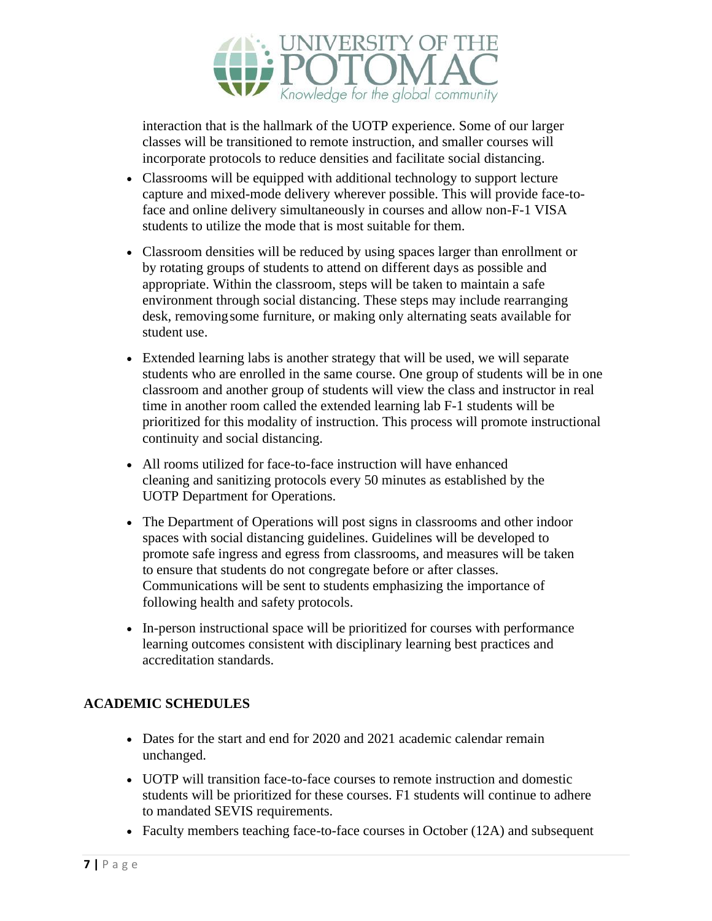interaction that is the hallmark of the UOTP experience. Some of our larger classes will be transitioned to remote instruction, and smaller courses will incorporate protocols to reduce densities and facilitate social distancing.

- Classrooms will be equipped with additional technology to support lecture capture and mixed-mode delivery wherever possible. This will provide face-to-face and online delivery simultaneously in courses and allow non-F-1 VISA students to utilize the mode that is most suitable for them.
- Classroom densities will be reduced by using spaces larger than enrollment or by rotating groups of students to attend on different days as possible and appropriate. Within the classroom, steps will be taken to maintain a safe environment through social distancing. These steps may include rearranging desk, removing some furniture, or making only alternating seats available for student use.
- Extended learning labs is another strategy that will be used, we will separate students who are enrolled in the same course. One group of students will be in one classroom and another group of students will view the class and instructor in real time in another room called the extended learning lab F-1 students will be prioritized for this modality of instruction. This process will promote instructional continuity and social distancing.
- All rooms utilized for face-to-face instruction will have enhanced cleaning and sanitizing protocols every 50 minutes as established by the UOTP Department for Operations.
- The Department of Operations will post signs in classrooms and other indoor spaces with social distancing guidelines. Guidelines will be developed to promote safe ingress and egress from classrooms, and measures will be taken to ensure that students do not congregate before or after classes. Communications will be sent to students emphasizing the importance of following health and safety protocols.
- In-person instructional space will be prioritized for courses with performance learning outcomes consistent with disciplinary learning best practices and accreditation standards.

**ACADEMIC SCHEDULES**

- Dates for the start and end for 2020 and 2021 academic calendar remain unchanged.
- UOTP will transition face-to-face courses to remote instruction and domestic students will be prioritized for these courses. F1 students will continue to adhere to mandated SEVIS requirements.
- Faculty members teaching face-to-face courses in October (12A) and subsequent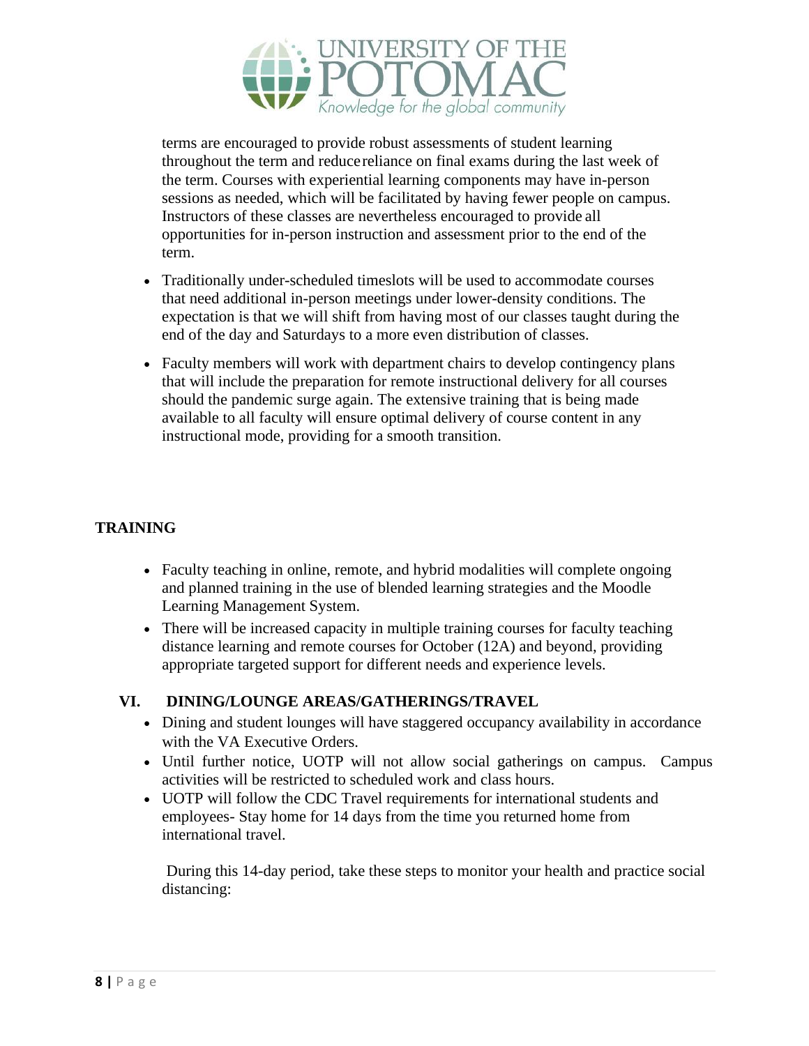terms are encouraged to provide robust assessments of student learning throughout the term and reduce reliance on final exams during the last week of the term. Courses with experiential learning components may have in-person sessions as needed, which will be facilitated by having fewer people on campus. Instructors of these classes are nevertheless encouraged to provide all opportunities for in-person instruction and assessment prior to the end of the term.

- Traditionally under-scheduled timeslots will be used to accommodate courses that need additional in-person meetings under lower-density conditions. The expectation is that we will shift from having most of our classes taught during the end of the day and Saturdays to a more even distribution of classes.
- Faculty members will work with department chairs to develop contingency plans that will include the preparation for remote instructional delivery for all courses should the pandemic surge again. The extensive training that is being made available to all faculty will ensure optimal delivery of course content in any instructional mode, providing for a smooth transition.

## TRAINING

- Faculty teaching in online, remote, and hybrid modalities will complete ongoing and planned training in the use of blended learning strategies and the Moodle Learning Management System.
- There will be increased capacity in multiple training courses for faculty teaching distance learning and remote courses for October (12A) and beyond, providing appropriate targeted support for different needs and experience levels.

## VI. DINING/LOUNGE AREAS/GATHERINGS/TRAVEL

- Dining and student lounges will have staggered occupancy availability in accordance with the VA Executive Orders.
- Until further notice, UOTP will not allow social gatherings on campus. Campus activities will be restricted to scheduled work and class hours.
- UOTP will follow the CDC Travel requirements for international students and employees- Stay home for 14 days from the time you returned home from international travel.

During this 14-day period, take these steps to monitor your health and practice social distancing: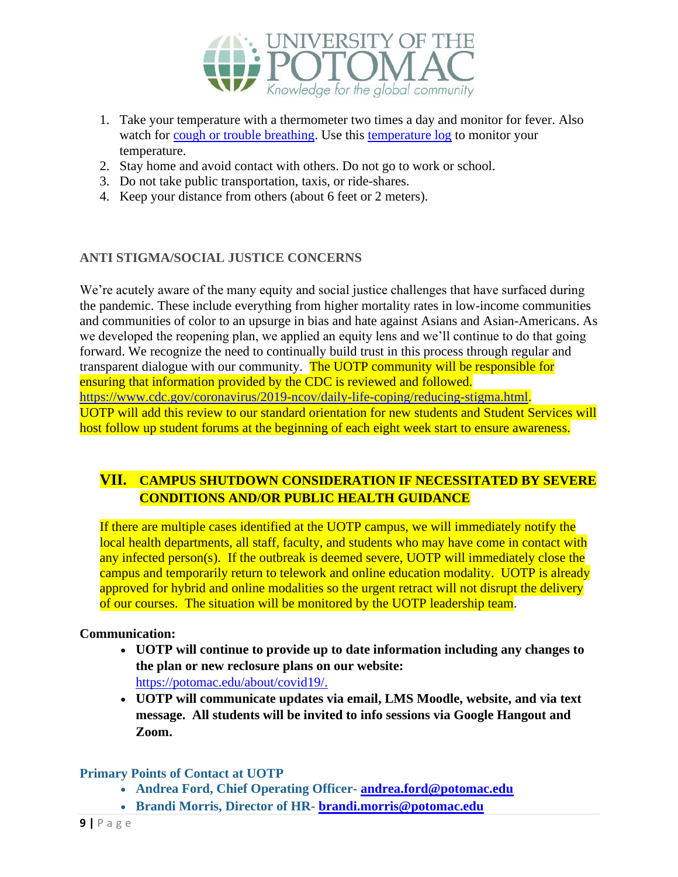1. Take your temperature with a thermometer two times a day and monitor for fever. Also watch for cough or trouble breathing. Use this temperature log to monitor your temperature.
2. Stay home and avoid contact with others. Do not go to work or school.
3. Do not take public transportation, taxis, or ride-shares.
4. Keep your distance from others (about 6 feet or 2 meters).

### ANTI STIGMA/SOCIAL JUSTICE CONCERNS

We're acutely aware of the many equity and social justice challenges that have surfaced during the pandemic. These include everything from higher mortality rates in low-income communities and communities of color to an upsurge in bias and hate against Asians and Asian-Americans. As we developed the reopening plan, we applied an equity lens and we'll continue to do that going forward. We recognize the need to continually build trust in this process through regular and transparent dialogue with our community. The UOTP community will be responsible for ensuring that information provided by the CDC is reviewed and followed. https://www.cdc.gov/coronavirus/2019-ncov/daily-life-coping/reducing-stigma.html. UOTP will add this review to our standard orientation for new students and Student Services will host follow up student forums at the beginning of each eight week start to ensure awareness.

## VII. CAMPUS SHUTDOWN CONSIDERATION IF NECESSITATED BY SEVERE CONDITIONS AND/OR PUBLIC HEALTH GUIDANCE

If there are multiple cases identified at the UOTP campus, we will immediately notify the local health departments, all staff, faculty, and students who may have come in contact with any infected person(s). If the outbreak is deemed severe, UOTP will immediately close the campus and temporarily return to telework and online education modality. UOTP is already approved for hybrid and online modalities so the urgent retract will not disrupt the delivery of our courses. The situation will be monitored by the UOTP leadership team.

**Communication:**

- **UOTP will continue to provide up to date information including any changes to the plan or new reclosure plans on our website:** https://potomac.edu/about/covid19/.
- **UOTP will communicate updates via email, LMS Moodle, website, and via text message. All students will be invited to info sessions via Google Hangout and Zoom.**

### Primary Points of Contact at UOTP

- **Andrea Ford, Chief Operating Officer- andrea.ford@potomac.edu**
- **Brandi Morris, Director of HR- brandi.morris@potomac.edu**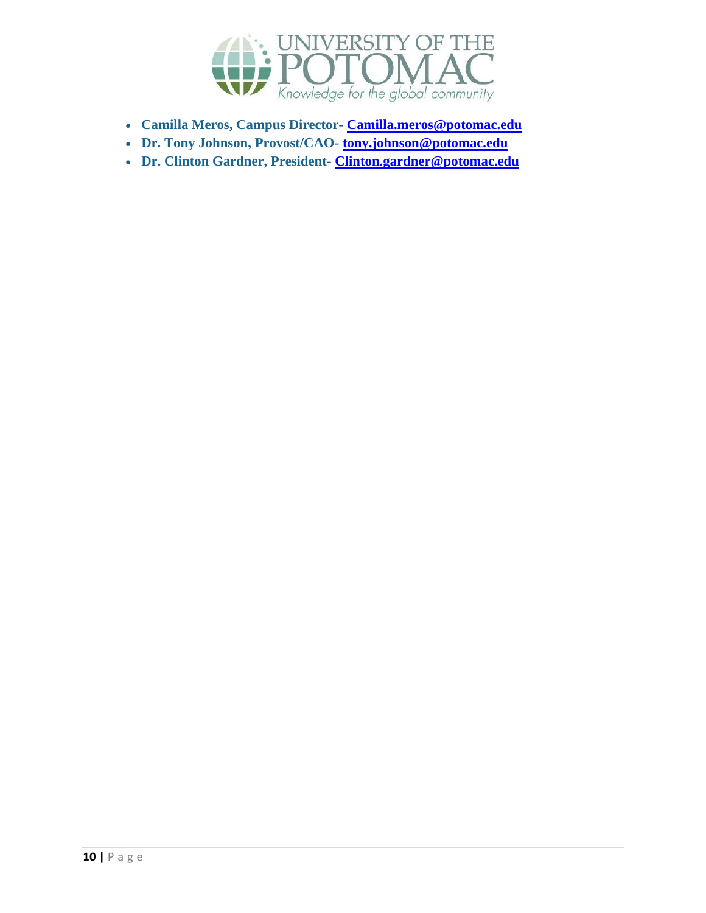- **Camilla Meros, Campus Director- Camilla.meros@potomac.edu**
- **Dr. Tony Johnson, Provost/CAO- tony.johnson@potomac.edu**
- **Dr. Clinton Gardner, President- Clinton.gardner@potomac.edu**